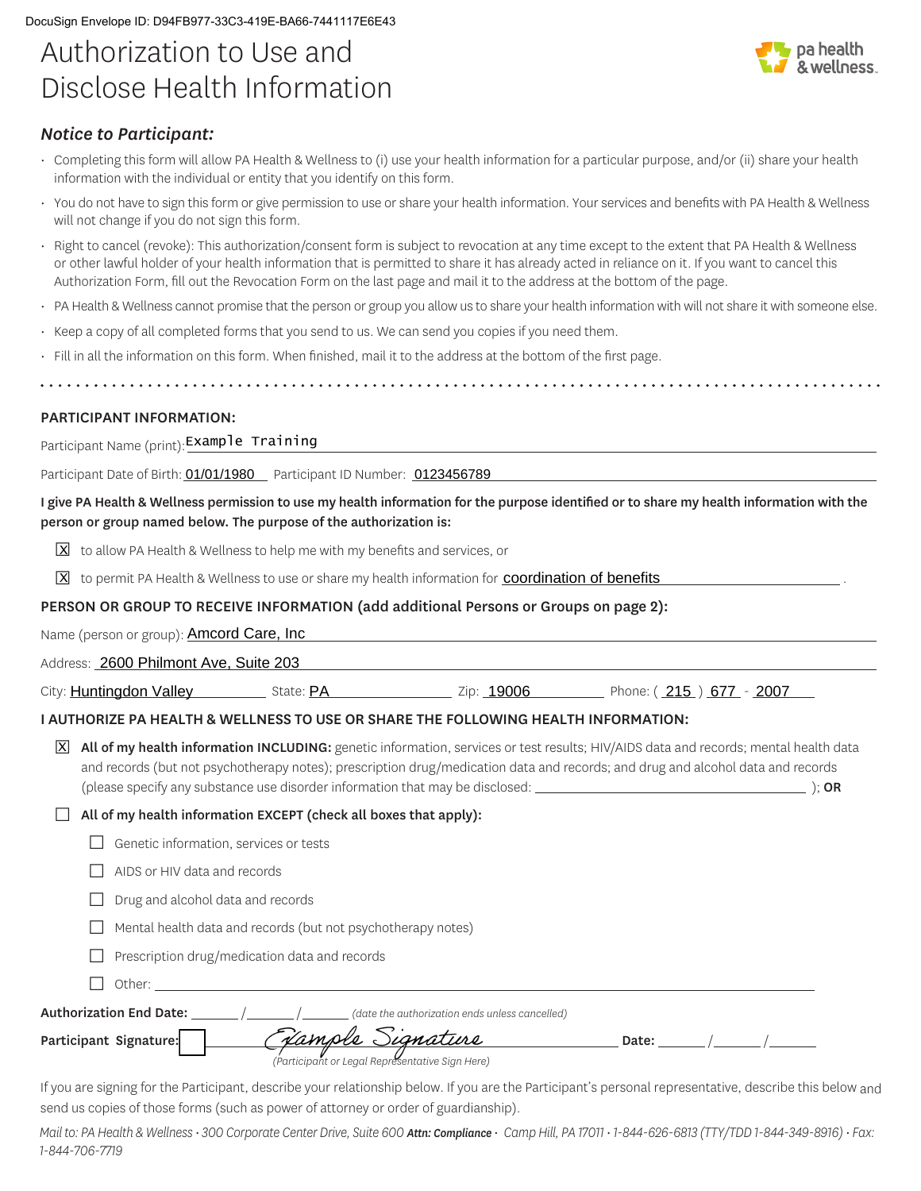DocuSign Envelope ID: D94FB977-33C3-419E-BA66-7441117E6E43

# Authorization to Use and Disclose Health Information

pa health & wellness

### *Notice to Participant:*

- Completing this form will allow PA Health & Wellness to (i) use your health information for a particular purpose, and/or (ii) share your health information with the individual or entity that you identify on this form.
- You do not have to sign this form or give permission to use or share your health information. Your services and benefits with PA Health & Wellness will not change if you do not sign this form.
- Right to cancel (revoke): This authorization/consent form is subject to revocation at any time except to the extent that PA Health & Wellness or other lawful holder of your health information that is permitted to share it has already acted in reliance on it. If you want to cancel this Authorization Form, fill out the Revocation Form on the last page and mail it to the address at the bottom of the page.
- PA Health & Wellness cannot promise that the person or group you allow us to share your health information with will not share it with someone else.
- Keep a copy of all completed forms that you send to us. We can send you copies if you need them.
- Fill in all the information on this form. When finished, mail it to the address at the bottom of the first page.

**PARTICIPANT INFORMATION:**

Participant Name (print): Example Training

Participant Date of Birth: 01/01/1980 Participant ID Number: 0123456789

**I give PA Health & Wellness permission to use my health information for the purpose identified or to share my health information with the person or group named below. The purpose of the authorization is:**

☒ to allow PA Health & Wellness to help me with my benefits and services, or

☒ to permit PA Health & Wellness to use or share my health information for coordination of benefits .

**PERSON OR GROUP TO RECEIVE INFORMATION (add additional Persons or Groups on page 2):**

Name (person or group): Amcord Care, Inc

Address: 2600 Philmont Ave, Suite 203

City: Huntingdon Valley State: PA Zip: 19006 Phone: ( 215 ) 677 - 2007

**I AUTHORIZE PA HEALTH & WELLNESS TO USE OR SHARE THE FOLLOWING HEALTH INFORMATION:**

☒ **All of my health information INCLUDING:** genetic information, services or test results; HIV/AIDS data and records; mental health data and records (but not psychotherapy notes); prescription drug/medication data and records; and drug and alcohol data and records (please specify any substance use disorder information that may be disclosed: ________________ ); **OR**

☐ **All of my health information EXCEPT (check all boxes that apply):**

- ☐ Genetic information, services or tests
- ☐ AIDS or HIV data and records
- ☐ Drug and alcohol data and records
- ☐ Mental health data and records (but not psychotherapy notes)
- ☐ Prescription drug/medication data and records
- ☐ Other: ________________

**Authorization End Date:** ____/____/____ *(date the authorization ends unless cancelled)*

**Participant Signature:** Example Signature **Date:** ____/____/____

*(Participant or Legal Representative Sign Here)*

If you are signing for the Participant, describe your relationship below. If you are the Participant's personal representative, describe this below and send us copies of those forms (such as power of attorney or order of guardianship).

*Mail to: PA Health & Wellness · 300 Corporate Center Drive, Suite 600* ***Attn: Compliance*** *· Camp Hill, PA 17011 · 1-844-626-6813 (TTY/TDD 1-844-349-8916) · Fax: 1-844-706-7719*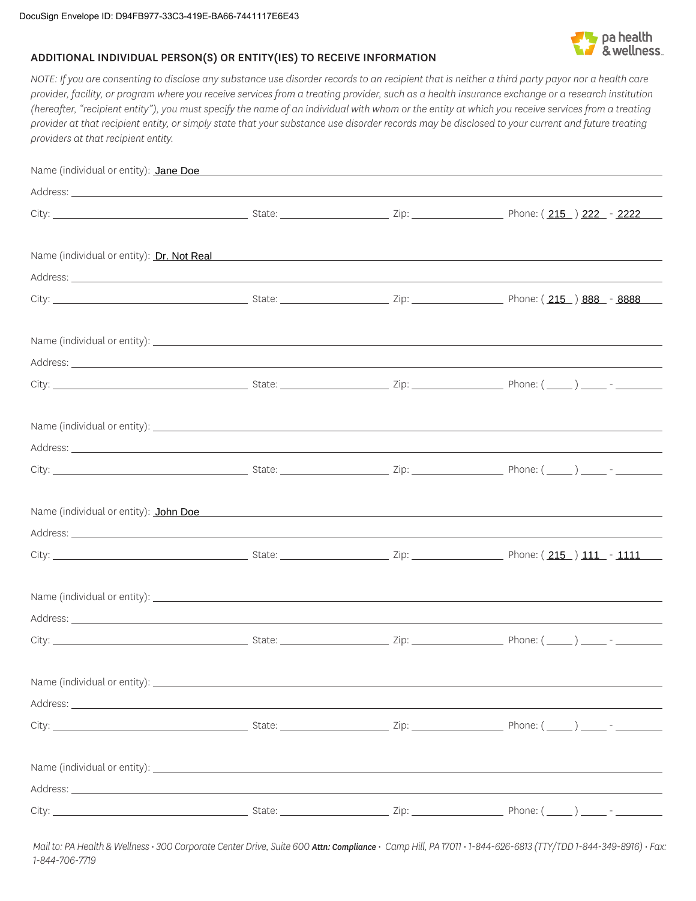DocuSign Envelope ID: D94FB977-33C3-419E-BA66-7441117E6E43

pa health & wellness

## ADDITIONAL INDIVIDUAL PERSON(S) OR ENTITY(IES) TO RECEIVE INFORMATION

*NOTE: If you are consenting to disclose any substance use disorder records to an recipient that is neither a third party payor nor a health care provider, facility, or program where you receive services from a treating provider, such as a health insurance exchange or a research institution (hereafter, "recipient entity"), you must specify the name of an individual with whom or the entity at which you receive services from a treating provider at that recipient entity, or simply state that your substance use disorder records may be disclosed to your current and future treating providers at that recipient entity.*

Name (individual or entity): Jane Doe
Address: ______
City: ______ State: ______ Zip: ______ Phone: ( 215 ) 222 - 2222

Name (individual or entity): Dr. Not Real
Address: ______
City: ______ State: ______ Zip: ______ Phone: ( 215 ) 888 - 8888

Name (individual or entity): ______
Address: ______
City: ______ State: ______ Zip: ______ Phone: ( ____ ) ____ - ______

Name (individual or entity): ______
Address: ______
City: ______ State: ______ Zip: ______ Phone: ( ____ ) ____ - ______

Name (individual or entity): John Doe
Address: ______
City: ______ State: ______ Zip: ______ Phone: ( 215 ) 111 - 1111

Name (individual or entity): ______
Address: ______
City: ______ State: ______ Zip: ______ Phone: ( ____ ) ____ - ______

Name (individual or entity): ______
Address: ______
City: ______ State: ______ Zip: ______ Phone: ( ____ ) ____ - ______

Name (individual or entity): ______
Address: ______
City: ______ State: ______ Zip: ______ Phone: ( ____ ) ____ - ______

*Mail to: PA Health & Wellness · 300 Corporate Center Drive, Suite 600* ***Attn: Compliance*** *· Camp Hill, PA 17011 · 1-844-626-6813 (TTY/TDD 1-844-349-8916) · Fax: 1-844-706-7719*